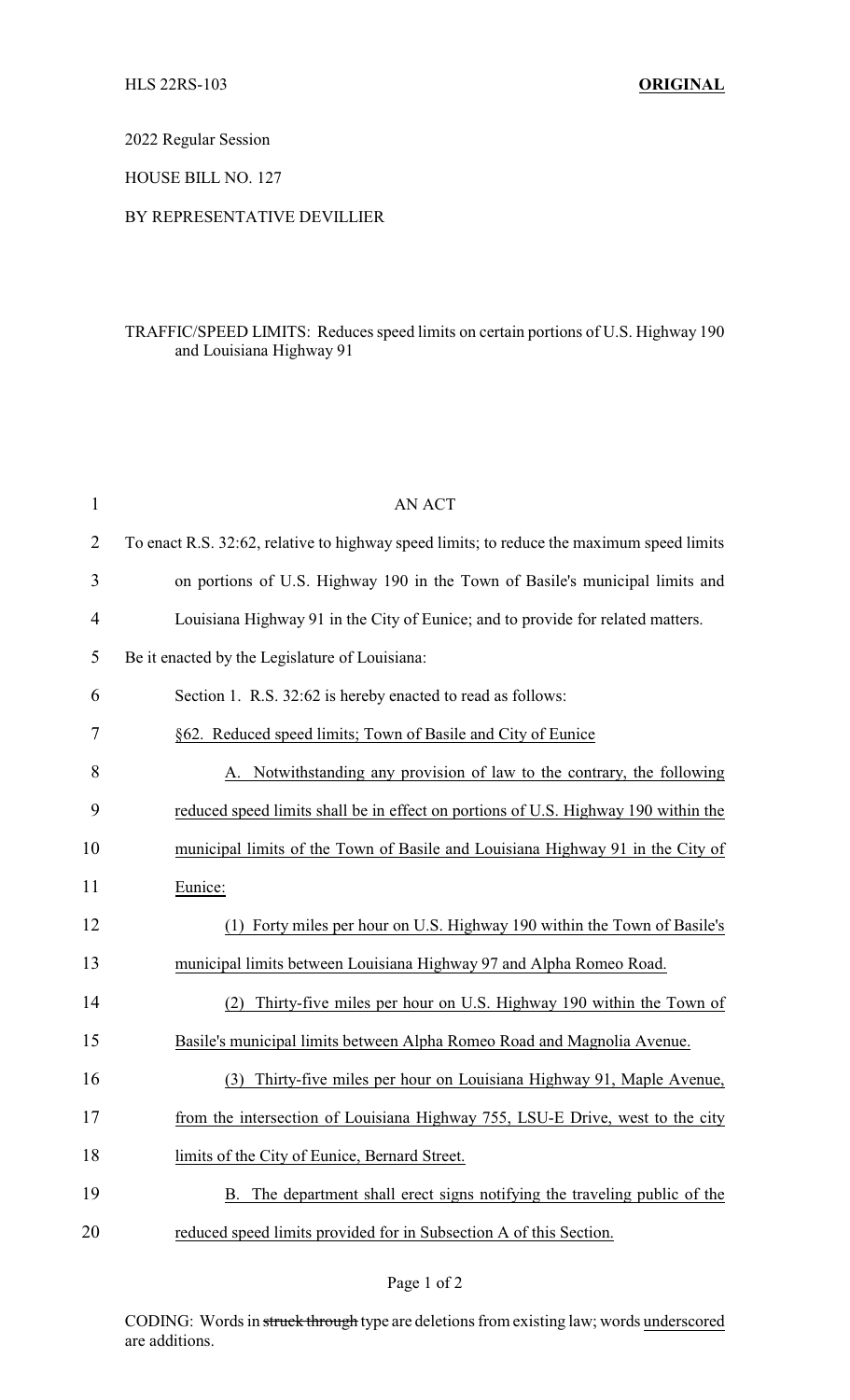HLS 22RS-103 **ORIGINAL**

2022 Regular Session

HOUSE BILL NO. 127

BY REPRESENTATIVE DEVILLIER

TRAFFIC/SPEED LIMITS: Reduces speed limits on certain portions of U.S. Highway 190 and Louisiana Highway 91

AN ACT

To enact R.S. 32:62, relative to highway speed limits; to reduce the maximum speed limits on portions of U.S. Highway 190 in the Town of Basile's municipal limits and Louisiana Highway 91 in the City of Eunice; and to provide for related matters.

Be it enacted by the Legislature of Louisiana:

Section 1. R.S. 32:62 is hereby enacted to read as follows:

§62. Reduced speed limits; Town of Basile and City of Eunice

A. Notwithstanding any provision of law to the contrary, the following reduced speed limits shall be in effect on portions of U.S. Highway 190 within the municipal limits of the Town of Basile and Louisiana Highway 91 in the City of Eunice:

(1) Forty miles per hour on U.S. Highway 190 within the Town of Basile's municipal limits between Louisiana Highway 97 and Alpha Romeo Road.

(2) Thirty-five miles per hour on U.S. Highway 190 within the Town of Basile's municipal limits between Alpha Romeo Road and Magnolia Avenue.

(3) Thirty-five miles per hour on Louisiana Highway 91, Maple Avenue, from the intersection of Louisiana Highway 755, LSU-E Drive, west to the city limits of the City of Eunice, Bernard Street.

B. The department shall erect signs notifying the traveling public of the reduced speed limits provided for in Subsection A of this Section.

CODING: Words in ~~struck through~~ type are deletions from existing law; words underscored are additions.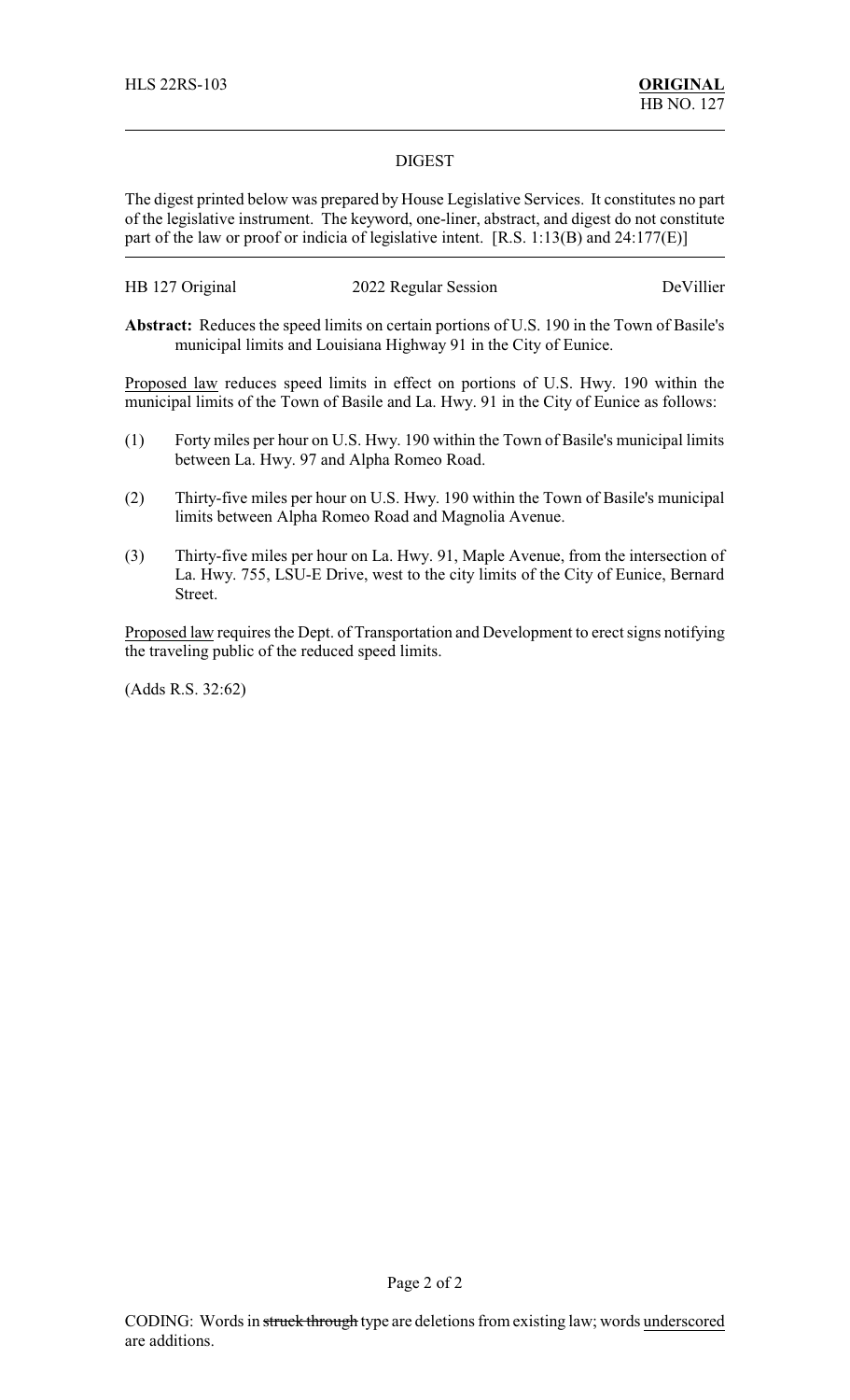## DIGEST

The digest printed below was prepared by House Legislative Services. It constitutes no part of the legislative instrument. The keyword, one-liner, abstract, and digest do not constitute part of the law or proof or indicia of legislative intent. [R.S. 1:13(B) and 24:177(E)]

HB 127 Original | 2022 Regular Session | DeVillier

**Abstract:** Reduces the speed limits on certain portions of U.S. 190 in the Town of Basile's municipal limits and Louisiana Highway 91 in the City of Eunice.

Proposed law reduces speed limits in effect on portions of U.S. Hwy. 190 within the municipal limits of the Town of Basile and La. Hwy. 91 in the City of Eunice as follows:

(1) Forty miles per hour on U.S. Hwy. 190 within the Town of Basile's municipal limits between La. Hwy. 97 and Alpha Romeo Road.

(2) Thirty-five miles per hour on U.S. Hwy. 190 within the Town of Basile's municipal limits between Alpha Romeo Road and Magnolia Avenue.

(3) Thirty-five miles per hour on La. Hwy. 91, Maple Avenue, from the intersection of La. Hwy. 755, LSU-E Drive, west to the city limits of the City of Eunice, Bernard Street.

Proposed law requires the Dept. of Transportation and Development to erect signs notifying the traveling public of the reduced speed limits.

(Adds R.S. 32:62)

CODING: Words in ~~struck through~~ type are deletions from existing law; words underscored are additions.